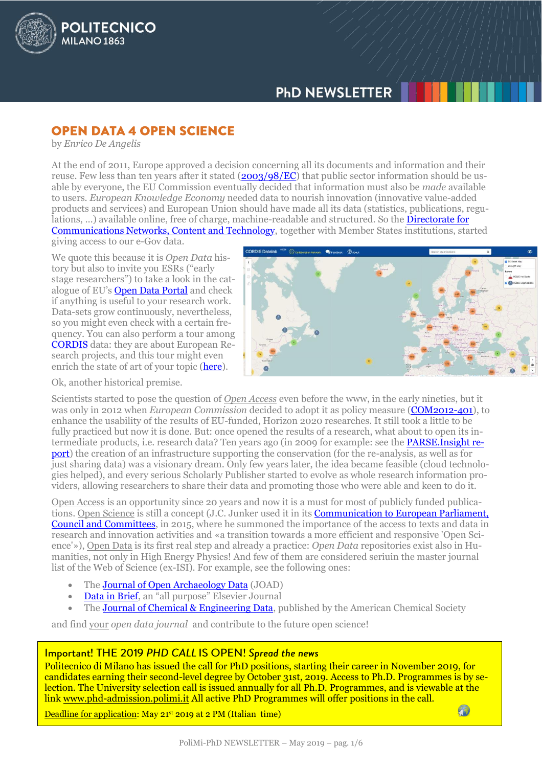# OPEN DATA 4 OPEN SCIENCE

by *Enrico De Angelis*

At the end of 2011, Europe approved a decision concerning all its documents and information and their reuse. Few less than ten years after it stated (2003/98/EC) that public sector information should be usable by everyone, the EU Commission eventually decided that information must also be *made* available to users. *European Knowledge Economy* needed data to nourish innovation (innovative value-added products and services) and European Union should have made all its data (statistics, publications, regulations, …) available online, free of charge, machine-readable and structured. So the Directorate for Communications Networks, Content and Technology, together with Member States institutions, started giving access to our e-Gov data.

We quote this because it is *Open Data* history but also to invite you ESRs ("early stage researchers") to take a look in the catalogue of EU's Open Data Portal and check if anything is useful to your research work. Data-sets grow continuously, nevertheless, so you might even check with a certain frequency. You can also perform a tour among CORDIS data: they are about European Research projects, and this tour might even enrich the state of art of your topic (here).

Ok, another historical premise.

Scientists started to pose the question of *Open Access* even before the www, in the early nineties, but it was only in 2012 when *European Commission* decided to adopt it as policy measure (COM2012-401), to enhance the usability of the results of EU-funded, Horizon 2020 researches. It still took a little to be fully practiced but now it is done. But: once opened the results of a research, what about to open its intermediate products, i.e. research data? Ten years ago (in 2009 for example: see the PARSE.Insight report) the creation of an infrastructure supporting the conservation (for the re-analysis, as well as for just sharing data) was a visionary dream. Only few years later, the idea became feasible (cloud technologies helped), and every serious Scholarly Publisher started to evolve as whole research information providers, allowing researchers to share their data and promoting those who were able and keen to do it.

Open Access is an opportunity since 20 years and now it is a must for most of publicly funded publications. Open Science is still a concept (J.C. Junker used it in its Communication to European Parliament, Council and Committees, in 2015, where he summoned the importance of the access to texts and data in research and innovation activities and «a transition towards a more efficient and responsive 'Open Science'»), Open Data is its first real step and already a practice: *Open Data* repositories exist also in Humanities, not only in High Energy Physics! And few of them are considered seriuin the master journal list of the Web of Science (ex-ISI). For example, see the following ones:

- The Journal of Open Archaeology Data (JOAD)
- Data in Brief, an "all purpose" Elsevier Journal
- The Journal of Chemical & Engineering Data, published by the American Chemical Society

and find your *open data journal* and contribute to the future open science!

---

**Important! THE 2019 *PHD CALL* IS OPEN! *Spread the news***

Politecnico di Milano has issued the call for PhD positions, starting their career in November 2019, for candidates earning their second-level degree by October 31st, 2019. Access to Ph.D. Programmes is by selection. The University selection call is issued annually for all Ph.D. Programmes, and is viewable at the link www.phd-admission.polimi.it All active PhD Programmes will offer positions in the call.

Deadline for application: May 21st 2019 at 2 PM (Italian time)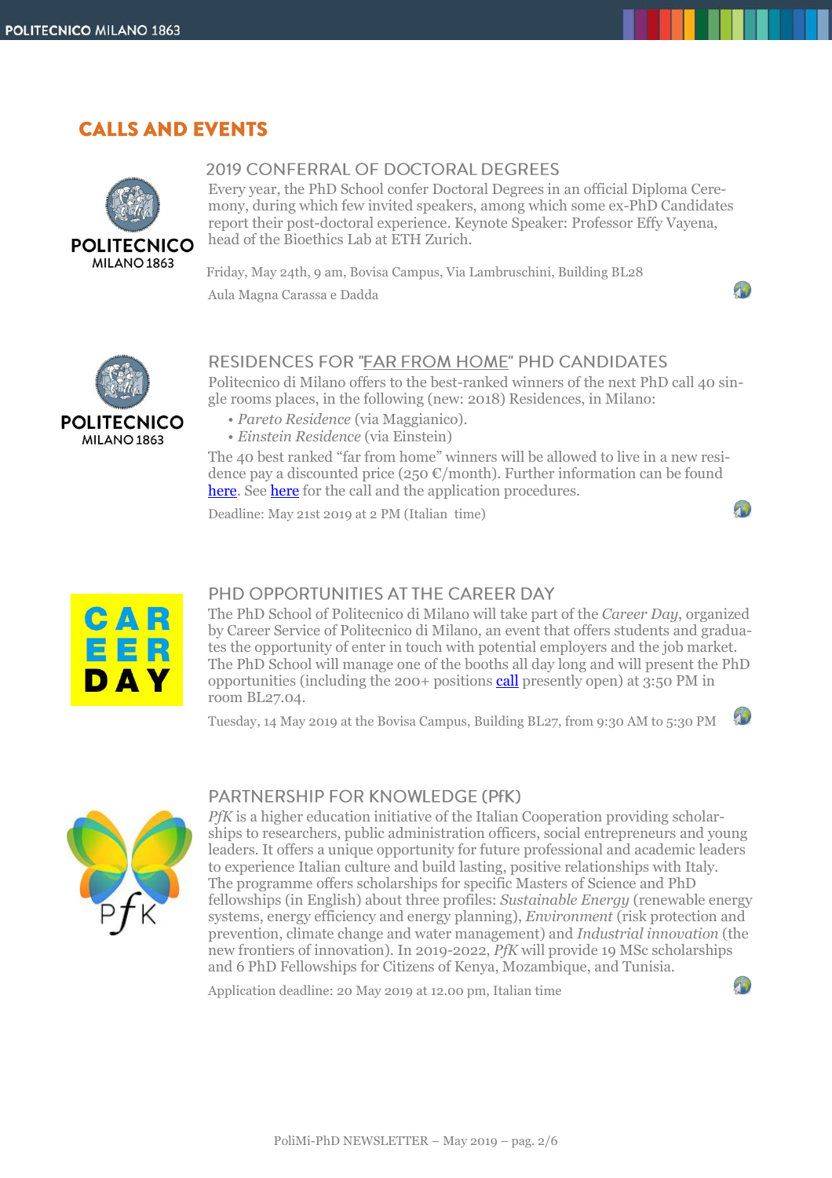# CALLS AND EVENTS

## 2019 CONFERRAL OF DOCTORAL DEGREES

Every year, the PhD School confer Doctoral Degrees in an official Diploma Ceremony, during which few invited speakers, among which some ex-PhD Candidates report their post-doctoral experience. Keynote Speaker: Professor Effy Vayena, head of the Bioethics Lab at ETH Zurich.

Friday, May 24th, 9 am, Bovisa Campus, Via Lambruschini, Building BL28

Aula Magna Carassa e Dadda

## RESIDENCES FOR "FAR FROM HOME" PHD CANDIDATES

Politecnico di Milano offers to the best-ranked winners of the next PhD call 40 single rooms places, in the following (new: 2018) Residences, in Milano:

- *Pareto Residence* (via Maggianico).
- *Einstein Residence* (via Einstein)

The 40 best ranked "far from home" winners will be allowed to live in a new residence pay a discounted price (250 €/month). Further information can be found here. See here for the call and the application procedures.

Deadline: May 21st 2019 at 2 PM (Italian time)

## PHD OPPORTUNITIES AT THE CAREER DAY

The PhD School of Politecnico di Milano will take part of the *Career Day*, organized by Career Service of Politecnico di Milano, an event that offers students and graduates the opportunity of enter in touch with potential employers and the job market. The PhD School will manage one of the booths all day long and will present the PhD opportunities (including the 200+ positions call presently open) at 3:50 PM in room BL27.04.

Tuesday, 14 May 2019 at the Bovisa Campus, Building BL27, from 9:30 AM to 5:30 PM

## PARTNERSHIP FOR KNOWLEDGE (PfK)

*PfK* is a higher education initiative of the Italian Cooperation providing scholarships to researchers, public administration officers, social entrepreneurs and young leaders. It offers a unique opportunity for future professional and academic leaders to experience Italian culture and build lasting, positive relationships with Italy. The programme offers scholarships for specific Masters of Science and PhD fellowships (in English) about three profiles: *Sustainable Energy* (renewable energy systems, energy efficiency and energy planning), *Environment* (risk protection and prevention, climate change and water management) and *Industrial innovation* (the new frontiers of innovation). In 2019-2022, *PfK* will provide 19 MSc scholarships and 6 PhD Fellowships for Citizens of Kenya, Mozambique, and Tunisia.

Application deadline: 20 May 2019 at 12.00 pm, Italian time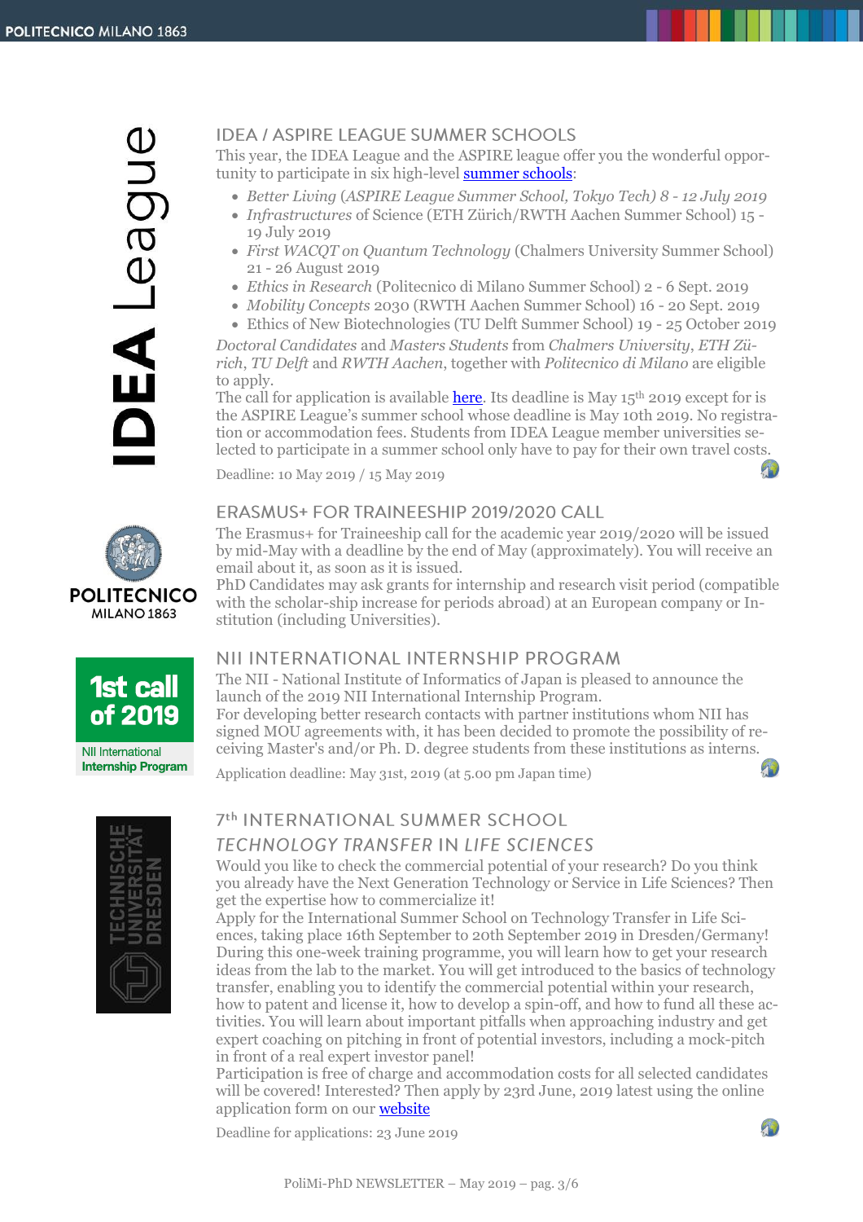## IDEA / ASPIRE LEAGUE SUMMER SCHOOLS

This year, the IDEA League and the ASPIRE league offer you the wonderful opportunity to participate in six high-level summer schools:

- *Better Living (ASPIRE League Summer School, Tokyo Tech) 8 - 12 July 2019*
- *Infrastructures* of Science (ETH Zürich/RWTH Aachen Summer School) 15 - 19 July 2019
- *First WACQT on Quantum Technology* (Chalmers University Summer School) 21 - 26 August 2019
- *Ethics in Research* (Politecnico di Milano Summer School) 2 - 6 Sept. 2019
- *Mobility Concepts* 2030 (RWTH Aachen Summer School) 16 - 20 Sept. 2019
- Ethics of New Biotechnologies (TU Delft Summer School) 19 - 25 October 2019

*Doctoral Candidates* and *Masters Students* from *Chalmers University*, *ETH Zürich*, *TU Delft* and *RWTH Aachen*, together with *Politecnico di Milano* are eligible to apply.

The call for application is available here. Its deadline is May 15th 2019 except for is the ASPIRE League's summer school whose deadline is May 10th 2019. No registration or accommodation fees. Students from IDEA League member universities selected to participate in a summer school only have to pay for their own travel costs.

Deadline: 10 May 2019 / 15 May 2019

## ERASMUS+ FOR TRAINEESHIP 2019/2020 CALL

The Erasmus+ for Traineeship call for the academic year 2019/2020 will be issued by mid-May with a deadline by the end of May (approximately). You will receive an email about it, as soon as it is issued.

PhD Candidates may ask grants for internship and research visit period (compatible with the scholar-ship increase for periods abroad) at an European company or Institution (including Universities).

## NII INTERNATIONAL INTERNSHIP PROGRAM

The NII - National Institute of Informatics of Japan is pleased to announce the launch of the 2019 NII International Internship Program.

For developing better research contacts with partner institutions whom NII has signed MOU agreements with, it has been decided to promote the possibility of receiving Master's and/or Ph. D. degree students from these institutions as interns.

Application deadline: May 31st, 2019 (at 5.00 pm Japan time)

## 7th INTERNATIONAL SUMMER SCHOOL

### *TECHNOLOGY TRANSFER* IN *LIFE SCIENCES*

Would you like to check the commercial potential of your research? Do you think you already have the Next Generation Technology or Service in Life Sciences? Then get the expertise how to commercialize it!

Apply for the International Summer School on Technology Transfer in Life Sciences, taking place 16th September to 20th September 2019 in Dresden/Germany! During this one-week training programme, you will learn how to get your research ideas from the lab to the market. You will get introduced to the basics of technology transfer, enabling you to identify the commercial potential within your research, how to patent and license it, how to develop a spin-off, and how to fund all these activities. You will learn about important pitfalls when approaching industry and get expert coaching on pitching in front of potential investors, including a mock-pitch in front of a real expert investor panel!

Participation is free of charge and accommodation costs for all selected candidates will be covered! Interested? Then apply by 23rd June, 2019 latest using the online application form on our website

Deadline for applications: 23 June 2019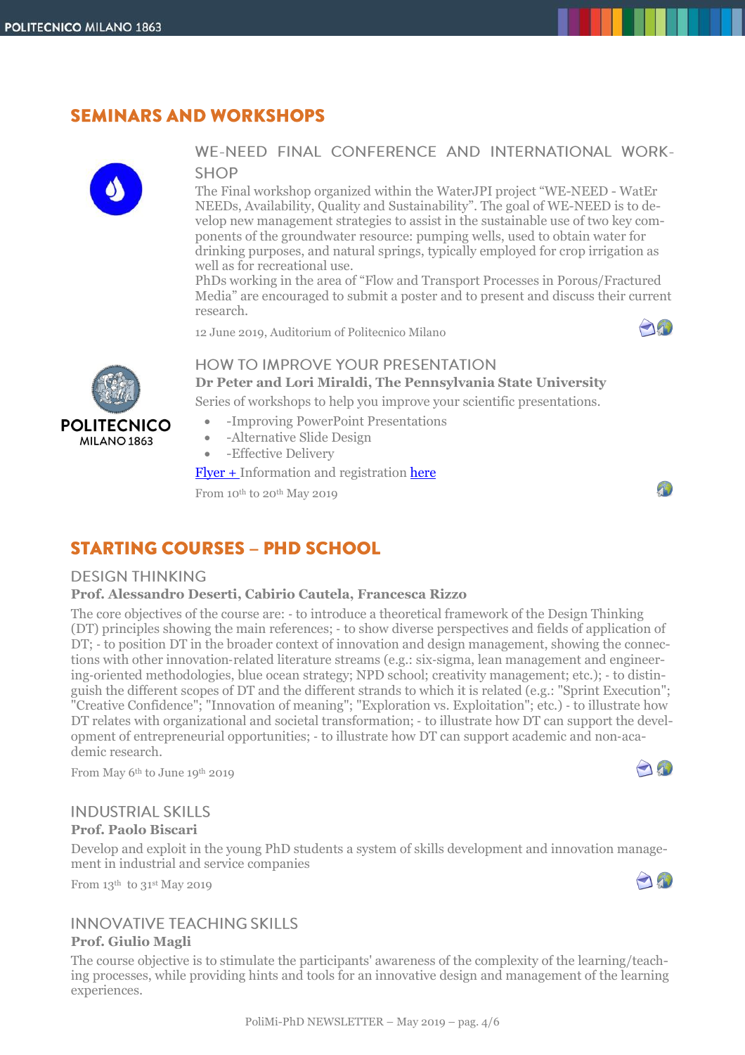## SEMINARS AND WORKSHOPS

### WE-NEED FINAL CONFERENCE AND INTERNATIONAL WORKSHOP

The Final workshop organized within the WaterJPI project "WE-NEED - WatEr NEEDs, Availability, Quality and Sustainability". The goal of WE-NEED is to develop new management strategies to assist in the sustainable use of two key components of the groundwater resource: pumping wells, used to obtain water for drinking purposes, and natural springs, typically employed for crop irrigation as well as for recreational use.

PhDs working in the area of "Flow and Transport Processes in Porous/Fractured Media" are encouraged to submit a poster and to present and discuss their current research.

12 June 2019, Auditorium of Politecnico Milano

### HOW TO IMPROVE YOUR PRESENTATION

**Dr Peter and Lori Miraldi, The Pennsylvania State University**

Series of workshops to help you improve your scientific presentations.

- -Improving PowerPoint Presentations
- -Alternative Slide Design
- -Effective Delivery

Flyer + Information and registration here

From 10th to 20th May 2019

## STARTING COURSES – PHD SCHOOL

### DESIGN THINKING

**Prof. Alessandro Deserti, Cabirio Cautela, Francesca Rizzo**

The core objectives of the course are: - to introduce a theoretical framework of the Design Thinking (DT) principles showing the main references; - to show diverse perspectives and fields of application of DT; - to position DT in the broader context of innovation and design management, showing the connections with other innovation-related literature streams (e.g.: six-sigma, lean management and engineering-oriented methodologies, blue ocean strategy; NPD school; creativity management; etc.); - to distinguish the different scopes of DT and the different strands to which it is related (e.g.: "Sprint Execution"; "Creative Confidence"; "Innovation of meaning"; "Exploration vs. Exploitation"; etc.) - to illustrate how DT relates with organizational and societal transformation; - to illustrate how DT can support the development of entrepreneurial opportunities; - to illustrate how DT can support academic and non-academic research.

From May 6th to June 19th 2019

### INDUSTRIAL SKILLS

**Prof. Paolo Biscari**

Develop and exploit in the young PhD students a system of skills development and innovation management in industrial and service companies

From 13th to 31st May 2019

### INNOVATIVE TEACHING SKILLS

**Prof. Giulio Magli**

The course objective is to stimulate the participants' awareness of the complexity of the learning/teaching processes, while providing hints and tools for an innovative design and management of the learning experiences.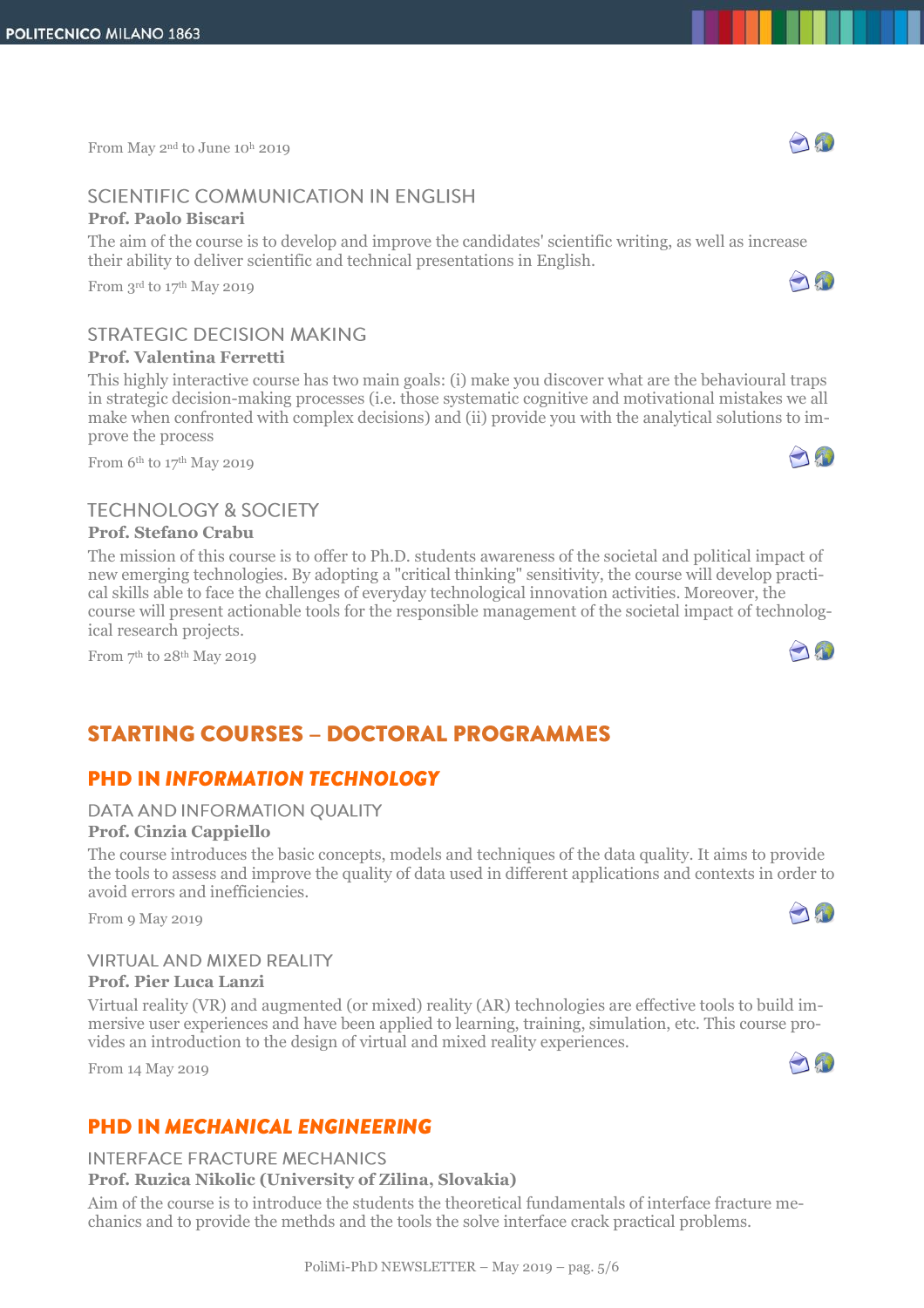From May 2[nd] to June 10[h] 2019

### SCIENTIFIC COMMUNICATION IN ENGLISH

**Prof. Paolo Biscari**

The aim of the course is to develop and improve the candidates' scientific writing, as well as increase their ability to deliver scientific and technical presentations in English.

From 3[rd] to 17[th] May 2019

### STRATEGIC DECISION MAKING

**Prof. Valentina Ferretti**

This highly interactive course has two main goals: (i) make you discover what are the behavioural traps in strategic decision-making processes (i.e. those systematic cognitive and motivational mistakes we all make when confronted with complex decisions) and (ii) provide you with the analytical solutions to improve the process

From 6[th] to 17[th] May 2019

### TECHNOLOGY & SOCIETY

**Prof. Stefano Crabu**

The mission of this course is to offer to Ph.D. students awareness of the societal and political impact of new emerging technologies. By adopting a "critical thinking" sensitivity, the course will develop practical skills able to face the challenges of everyday technological innovation activities. Moreover, the course will present actionable tools for the responsible management of the societal impact of technological research projects.

From 7[th] to 28[th] May 2019

## STARTING COURSES – DOCTORAL PROGRAMMES

## PHD IN *INFORMATION TECHNOLOGY*

### DATA AND INFORMATION QUALITY

**Prof. Cinzia Cappiello**

The course introduces the basic concepts, models and techniques of the data quality. It aims to provide the tools to assess and improve the quality of data used in different applications and contexts in order to avoid errors and inefficiencies.

From 9 May 2019

### VIRTUAL AND MIXED REALITY

**Prof. Pier Luca Lanzi**

Virtual reality (VR) and augmented (or mixed) reality (AR) technologies are effective tools to build immersive user experiences and have been applied to learning, training, simulation, etc. This course provides an introduction to the design of virtual and mixed reality experiences.

From 14 May 2019

## PHD IN *MECHANICAL ENGINEERING*

### INTERFACE FRACTURE MECHANICS

**Prof. Ruzica Nikolic (University of Zilina, Slovakia)**

Aim of the course is to introduce the students the theoretical fundamentals of interface fracture mechanics and to provide the methds and the tools the solve interface crack practical problems.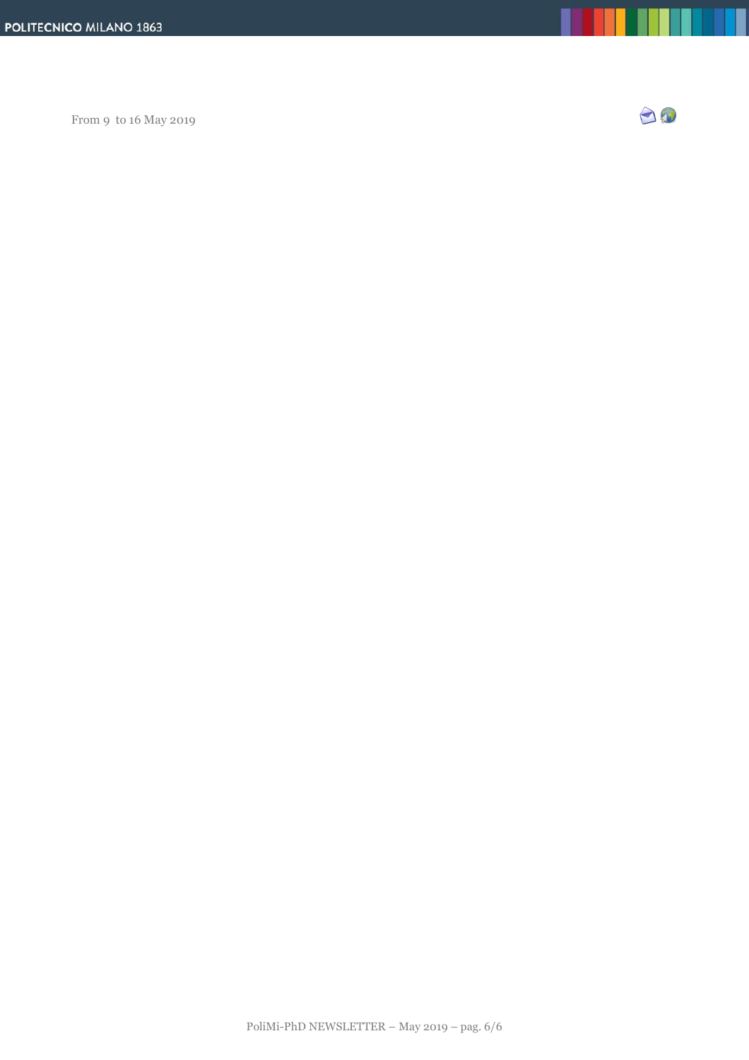From 9 to 16 May 2019